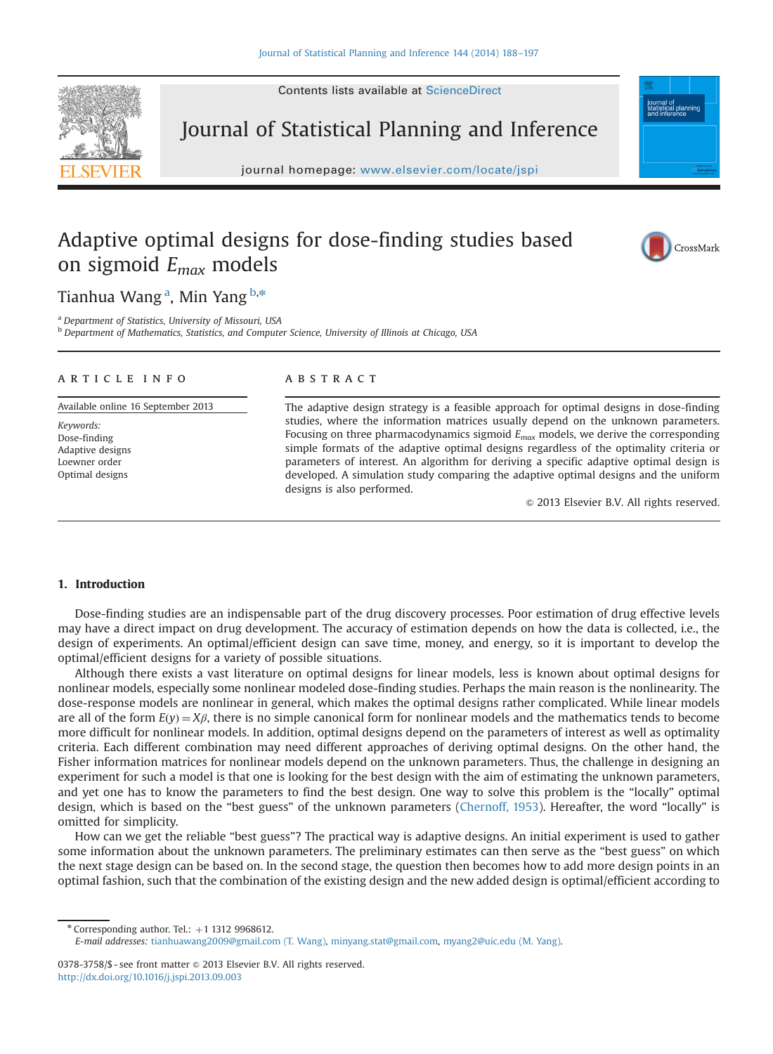# Adaptive optimal designs for dose-finding studies based on sigmoid $E_{max}$ models

Tianhua Wang [a], Min Yang [b,*]

[a] Department of Statistics, University of Missouri, USA

[b] Department of Mathematics, Statistics, and Computer Science, University of Illinois at Chicago, USA

## ARTICLE INFO

Available online 16 September 2013

*Keywords:*
Dose-finding
Adaptive designs
Loewner order
Optimal designs

## ABSTRACT

The adaptive design strategy is a feasible approach for optimal designs in dose-finding studies, where the information matrices usually depend on the unknown parameters. Focusing on three pharmacodynamics sigmoid $E_{max}$ models, we derive the corresponding simple formats of the adaptive optimal designs regardless of the optimality criteria or parameters of interest. An algorithm for deriving a specific adaptive optimal design is developed. A simulation study comparing the adaptive optimal designs and the uniform designs is also performed.

© 2013 Elsevier B.V. All rights reserved.

## 1. Introduction

Dose-finding studies are an indispensable part of the drug discovery processes. Poor estimation of drug effective levels may have a direct impact on drug development. The accuracy of estimation depends on how the data is collected, i.e., the design of experiments. An optimal/efficient design can save time, money, and energy, so it is important to develop the optimal/efficient designs for a variety of possible situations.

Although there exists a vast literature on optimal designs for linear models, less is known about optimal designs for nonlinear models, especially some nonlinear modeled dose-finding studies. Perhaps the main reason is the nonlinearity. The dose-response models are nonlinear in general, which makes the optimal designs rather complicated. While linear models are all of the form $E(y) = X\beta$, there is no simple canonical form for nonlinear models and the mathematics tends to become more difficult for nonlinear models. In addition, optimal designs depend on the parameters of interest as well as optimality criteria. Each different combination may need different approaches of deriving optimal designs. On the other hand, the Fisher information matrices for nonlinear models depend on the unknown parameters. Thus, the challenge in designing an experiment for such a model is that one is looking for the best design with the aim of estimating the unknown parameters, and yet one has to know the parameters to find the best design. One way to solve this problem is the "locally" optimal design, which is based on the "best guess" of the unknown parameters (Chernoff, 1953). Hereafter, the word "locally" is omitted for simplicity.

How can we get the reliable "best guess"? The practical way is adaptive designs. An initial experiment is used to gather some information about the unknown parameters. The preliminary estimates can then serve as the "best guess" on which the next stage design can be based on. In the second stage, the question then becomes how to add more design points in an optimal fashion, such that the combination of the existing design and the new added design is optimal/efficient according to

* Corresponding author. Tel.: +1 1312 9968612.
*E-mail addresses:* tianhuawang2009@gmail.com (T. Wang), minyang.stat@gmail.com, myang2@uic.edu (M. Yang).

0378-3758/$ - see front matter © 2013 Elsevier B.V. All rights reserved.
http://dx.doi.org/10.1016/j.jspi.2013.09.003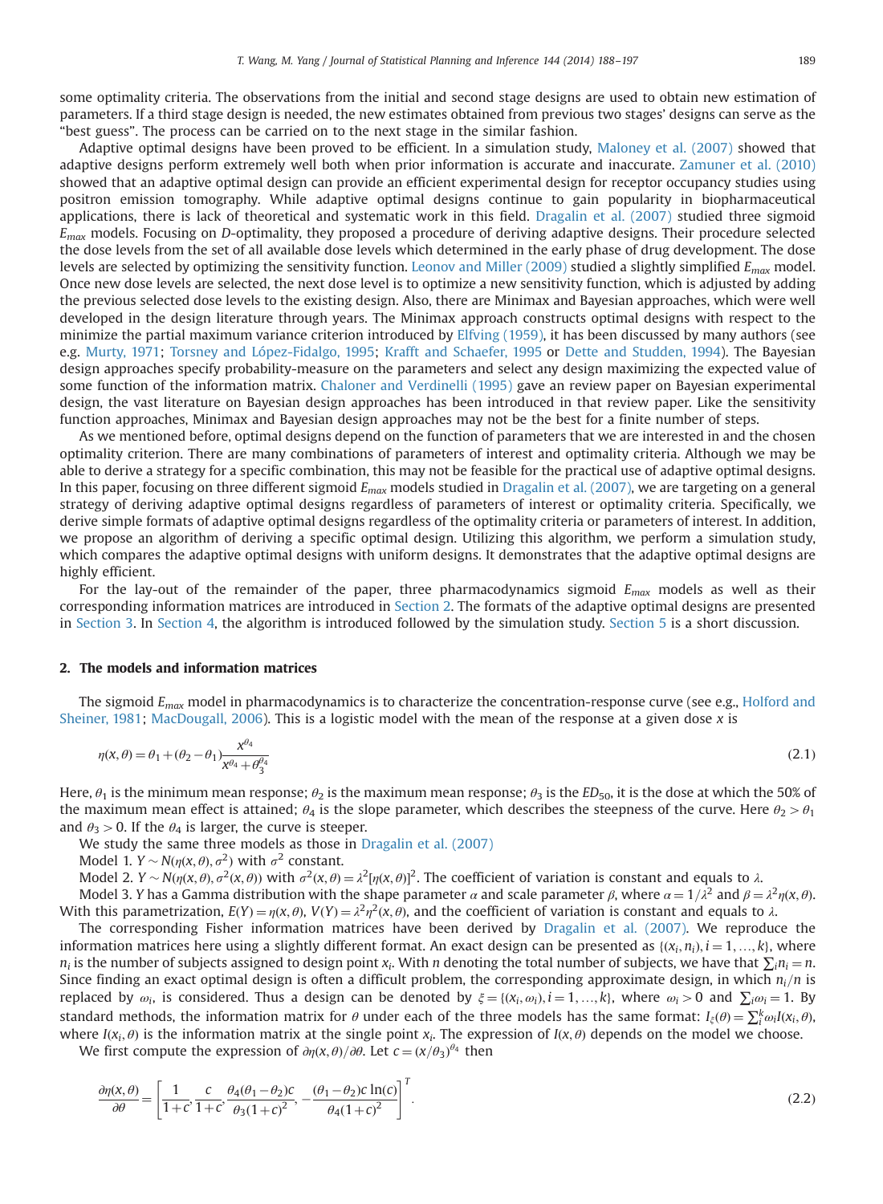some optimality criteria. The observations from the initial and second stage designs are used to obtain new estimation of parameters. If a third stage design is needed, the new estimates obtained from previous two stages' designs can serve as the "best guess". The process can be carried on to the next stage in the similar fashion.

Adaptive optimal designs have been proved to be efficient. In a simulation study, Maloney et al. (2007) showed that adaptive designs perform extremely well both when prior information is accurate and inaccurate. Zamuner et al. (2010) showed that an adaptive optimal design can provide an efficient experimental design for receptor occupancy studies using positron emission tomography. While adaptive optimal designs continue to gain popularity in biopharmaceutical applications, there is lack of theoretical and systematic work in this field. Dragalin et al. (2007) studied three sigmoid $E_{max}$ models. Focusing on $D$-optimality, they proposed a procedure of deriving adaptive designs. Their procedure selected the dose levels from the set of all available dose levels which determined in the early phase of drug development. The dose levels are selected by optimizing the sensitivity function. Leonov and Miller (2009) studied a slightly simplified $E_{max}$ model. Once new dose levels are selected, the next dose level is to optimize a new sensitivity function, which is adjusted by adding the previous selected dose levels to the existing design. Also, there are Minimax and Bayesian approaches, which were well developed in the design literature through years. The Minimax approach constructs optimal designs with respect to the minimize the partial maximum variance criterion introduced by Elfving (1959), it has been discussed by many authors (see e.g. Murty, 1971; Torsney and López-Fidalgo, 1995; Krafft and Schaefer, 1995 or Dette and Studden, 1994). The Bayesian design approaches specify probability-measure on the parameters and select any design maximizing the expected value of some function of the information matrix. Chaloner and Verdinelli (1995) gave an review paper on Bayesian experimental design, the vast literature on Bayesian design approaches has been introduced in that review paper. Like the sensitivity function approaches, Minimax and Bayesian design approaches may not be the best for a finite number of steps.

As we mentioned before, optimal designs depend on the function of parameters that we are interested in and the chosen optimality criterion. There are many combinations of parameters of interest and optimality criteria. Although we may be able to derive a strategy for a specific combination, this may not be feasible for the practical use of adaptive optimal designs. In this paper, focusing on three different sigmoid $E_{max}$ models studied in Dragalin et al. (2007), we are targeting on a general strategy of deriving adaptive optimal designs regardless of parameters of interest or optimality criteria. Specifically, we derive simple formats of adaptive optimal designs regardless of the optimality criteria or parameters of interest. In addition, we propose an algorithm of deriving a specific optimal design. Utilizing this algorithm, we perform a simulation study, which compares the adaptive optimal designs with uniform designs. It demonstrates that the adaptive optimal designs are highly efficient.

For the lay-out of the remainder of the paper, three pharmacodynamics sigmoid $E_{max}$ models as well as their corresponding information matrices are introduced in Section 2. The formats of the adaptive optimal designs are presented in Section 3. In Section 4, the algorithm is introduced followed by the simulation study. Section 5 is a short discussion.

## 2. The models and information matrices

The sigmoid $E_{max}$ model in pharmacodynamics is to characterize the concentration-response curve (see e.g., Holford and Sheiner, 1981; MacDougall, 2006). This is a logistic model with the mean of the response at a given dose $x$ is

$$\eta(x,\theta) = \theta_1 + (\theta_2 - \theta_1)\frac{x^{\theta_4}}{x^{\theta_4} + \theta_3^{\theta_4}} \tag{2.1}$$

Here, $\theta_1$ is the minimum mean response; $\theta_2$ is the maximum mean response; $\theta_3$ is the $ED_{50}$, it is the dose at which the 50% of the maximum mean effect is attained; $\theta_4$ is the slope parameter, which describes the steepness of the curve. Here $\theta_2 > \theta_1$ and $\theta_3 > 0$. If the $\theta_4$ is larger, the curve is steeper.

We study the same three models as those in Dragalin et al. (2007)

Model 1. $Y \sim N(\eta(x,\theta), \sigma^2)$ with $\sigma^2$ constant.

Model 2. $Y \sim N(\eta(x,\theta), \sigma^2(x,\theta))$ with $\sigma^2(x,\theta) = \lambda^2[\eta(x,\theta)]^2$. The coefficient of variation is constant and equals to $\lambda$.

Model 3. $Y$ has a Gamma distribution with the shape parameter $\alpha$ and scale parameter $\beta$, where $\alpha = 1/\lambda^2$ and $\beta = \lambda^2\eta(x,\theta)$. With this parametrization, $E(Y) = \eta(x,\theta)$, $V(Y) = \lambda^2\eta^2(x,\theta)$, and the coefficient of variation is constant and equals to $\lambda$.

The corresponding Fisher information matrices have been derived by Dragalin et al. (2007). We reproduce the information matrices here using a slightly different format. An exact design can be presented as $\{(x_i, n_i), i = 1, \ldots, k\}$, where $n_i$ is the number of subjects assigned to design point $x_i$. With $n$ denoting the total number of subjects, we have that $\sum_i n_i = n$. Since finding an exact optimal design is often a difficult problem, the corresponding approximate design, in which $n_i/n$ is replaced by $\omega_i$, is considered. Thus a design can be denoted by $\xi = \{(x_i, \omega_i), i = 1, \ldots, k\}$, where $\omega_i > 0$ and $\sum_i \omega_i = 1$. By standard methods, the information matrix for $\theta$ under each of the three models has the same format: $I_\xi(\theta) = \sum_i^k \omega_i I(x_i, \theta)$, where $I(x_i, \theta)$ is the information matrix at the single point $x_i$. The expression of $I(x,\theta)$ depends on the model we choose.

We first compute the expression of $\partial\eta(x,\theta)/\partial\theta$. Let $c = (x/\theta_3)^{\theta_4}$ then

$$\frac{\partial\eta(x,\theta)}{\partial\theta} = \left[\frac{1}{1+c}, \frac{c}{1+c}, \frac{\theta_4(\theta_1-\theta_2)c}{\theta_3(1+c)^2}, -\frac{(\theta_1-\theta_2)c\ln(c)}{\theta_4(1+c)^2}\right]^T. \tag{2.2}$$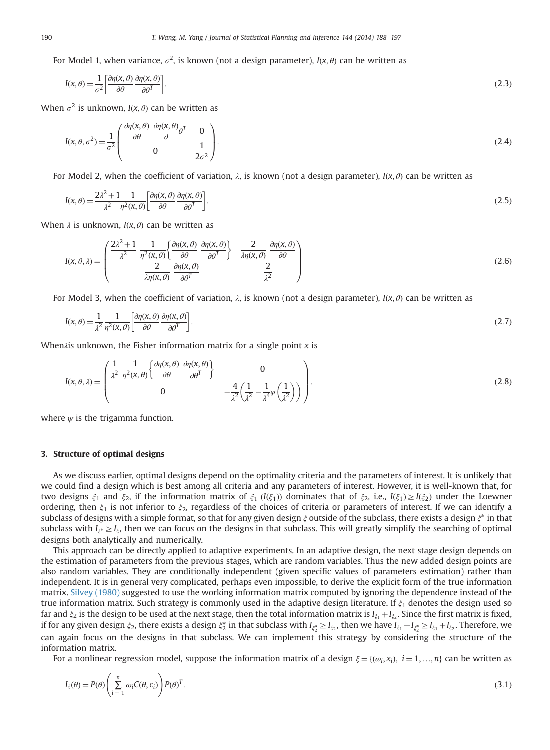For Model 1, when variance, $\sigma^2$, is known (not a design parameter), $I(x,\theta)$ can be written as

$$I(x,\theta) = \frac{1}{\sigma^2}\left[\frac{\partial \eta(x,\theta)}{\partial \theta}\frac{\partial \eta(x,\theta)}{\partial \theta^T}\right]. \tag{2.3}$$

When $\sigma^2$ is unknown, $I(x,\theta)$ can be written as

$$I(x,\theta,\sigma^2) = \frac{1}{\sigma^2}\begin{pmatrix} \frac{\partial \eta(x,\theta)}{\partial \theta}\frac{\partial \eta(x,\theta)}{\partial}\theta^T & 0 \\ 0 & \frac{1}{2\sigma^2} \end{pmatrix}. \tag{2.4}$$

For Model 2, when the coefficient of variation, $\lambda$, is known (not a design parameter), $I(x,\theta)$ can be written as

$$I(x,\theta) = \frac{2\lambda^2+1}{\lambda^2}\frac{1}{\eta^2(x,\theta)}\left[\frac{\partial \eta(x,\theta)}{\partial \theta}\frac{\partial \eta(x,\theta)}{\partial \theta^T}\right]. \tag{2.5}$$

When $\lambda$ is unknown, $I(x,\theta)$ can be written as

$$I(x,\theta,\lambda) = \begin{pmatrix} \frac{2\lambda^2+1}{\lambda^2}\frac{1}{\eta^2(x,\theta)}\left\{\frac{\partial \eta(x,\theta)}{\partial \theta}\frac{\partial \eta(x,\theta)}{\partial \theta^T}\right\} & \frac{2}{\lambda\eta(x,\theta)}\frac{\partial \eta(x,\theta)}{\partial \theta} \\ \frac{2}{\lambda\eta(x,\theta)}\frac{\partial \eta(x,\theta)}{\partial \theta^T} & \frac{2}{\lambda^2} \end{pmatrix} \tag{2.6}$$

For Model 3, when the coefficient of variation, $\lambda$, is known (not a design parameter), $I(x,\theta)$ can be written as

$$I(x,\theta) = \frac{1}{\lambda^2}\frac{1}{\eta^2(x,\theta)}\left[\frac{\partial \eta(x,\theta)}{\partial \theta}\frac{\partial \eta(x,\theta)}{\partial \theta^T}\right]. \tag{2.7}$$

When$\lambda$is unknown, the Fisher information matrix for a single point $x$ is

$$I(x,\theta,\lambda) = \begin{pmatrix} \frac{1}{\lambda^2}\frac{1}{\eta^2(x,\theta)}\left\{\frac{\partial \eta(x,\theta)}{\partial \theta}\frac{\partial \eta(x,\theta)}{\partial \theta^T}\right\} & 0 \\ 0 & -\frac{4}{\lambda^2}\left(\frac{1}{\lambda^2}-\frac{1}{\lambda^4}\psi\left(\frac{1}{\lambda^2}\right)\right) \end{pmatrix}. \tag{2.8}$$

where $\psi$ is the trigamma function.

## 3. Structure of optimal designs

As we discuss earlier, optimal designs depend on the optimality criteria and the parameters of interest. It is unlikely that we could find a design which is best among all criteria and any parameters of interest. However, it is well-known that, for two designs $\xi_1$ and $\xi_2$, if the information matrix of $\xi_1$ ($I(\xi_1)$) dominates that of $\xi_2$, i.e., $I(\xi_1) \geq I(\xi_2)$ under the Loewner ordering, then $\xi_1$ is not inferior to $\xi_2$, regardless of the choices of criteria or parameters of interest. If we can identify a subclass of designs with a simple format, so that for any given design $\xi$ outside of the subclass, there exists a design $\xi^*$ in that subclass with $I_{\xi^*} \geq I_\xi$, then we can focus on the designs in that subclass. This will greatly simplify the searching of optimal designs both analytically and numerically.

This approach can be directly applied to adaptive experiments. In an adaptive design, the next stage design depends on the estimation of parameters from the previous stages, which are random variables. Thus the new added design points are also random variables. They are conditionally independent (given specific values of parameters estimation) rather than independent. It is in general very complicated, perhaps even impossible, to derive the explicit form of the true information matrix. Silvey (1980) suggested to use the working information matrix computed by ignoring the dependence instead of the true information matrix. Such strategy is commonly used in the adaptive design literature. If $\xi_1$ denotes the design used so far and $\xi_2$ is the design to be used at the next stage, then the total information matrix is $I_{\xi_1}+I_{\xi_2}$. Since the first matrix is fixed, if for any given design $\xi_2$, there exists a design $\xi_2^*$ in that subclass with $I_{\xi_2^*} \geq I_{\xi_2}$, then we have $I_{\xi_1}+I_{\xi_2^*} \geq I_{\xi_1}+I_{\xi_2}$. Therefore, we can again focus on the designs in that subclass. We can implement this strategy by considering the structure of the information matrix.

For a nonlinear regression model, suppose the information matrix of a design $\xi = \{(\omega_i, x_i),\ i=1,\ldots,n\}$ can be written as

$$I_\xi(\theta) = P(\theta)\left(\sum_{i=1}^{n}\omega_i C(\theta, c_i)\right)P(\theta)^T. \tag{3.1}$$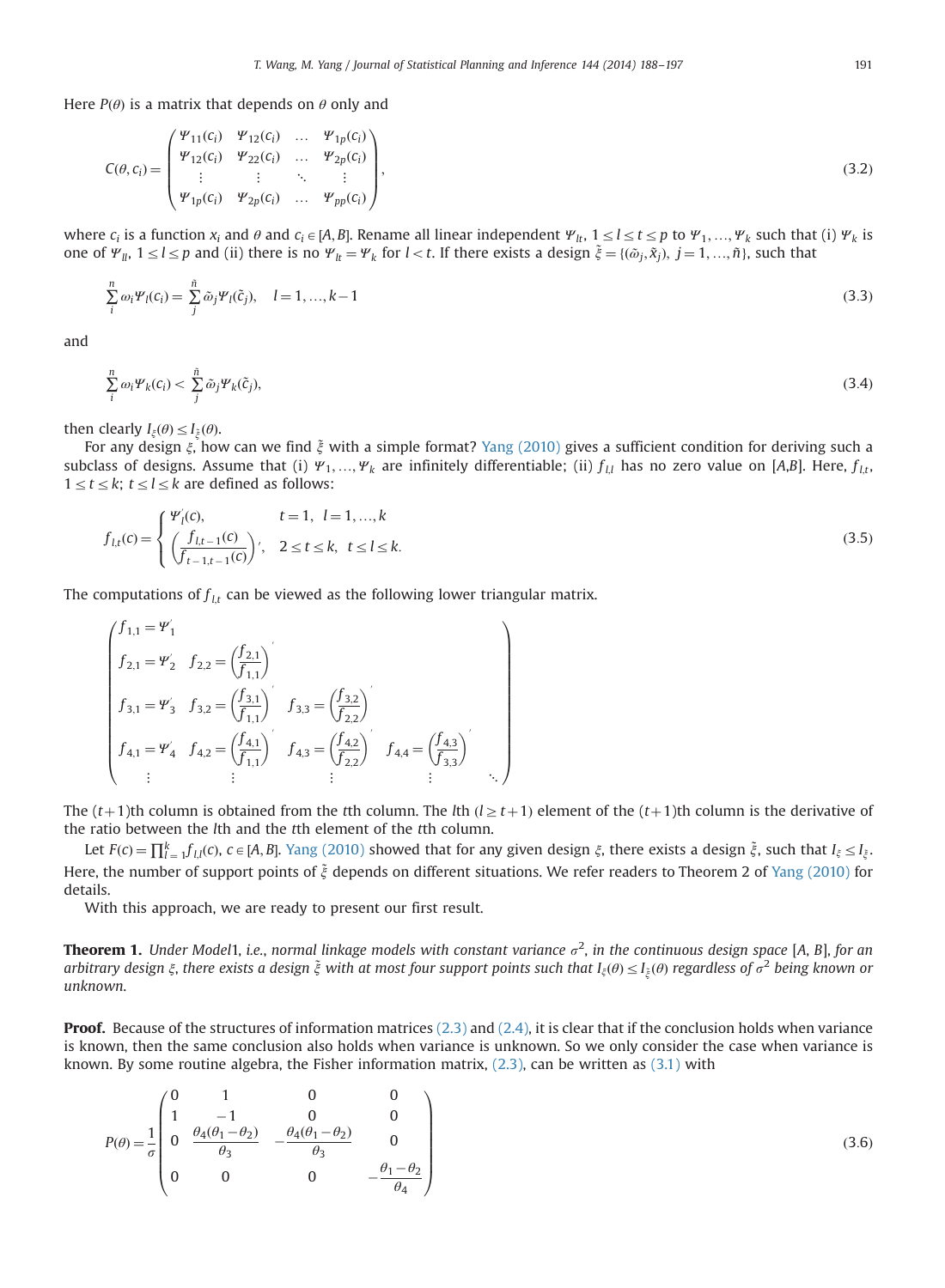Here $P(\theta)$ is a matrix that depends on $\theta$ only and

$$C(\theta, c_i) = \begin{pmatrix} \Psi_{11}(c_i) & \Psi_{12}(c_i) & \dots & \Psi_{1p}(c_i) \\ \Psi_{12}(c_i) & \Psi_{22}(c_i) & \dots & \Psi_{2p}(c_i) \\ \vdots & \vdots & \ddots & \vdots \\ \Psi_{1p}(c_i) & \Psi_{2p}(c_i) & \dots & \Psi_{pp}(c_i) \end{pmatrix}, \tag{3.2}$$

where $c_i$ is a function $x_i$ and $\theta$ and $c_i \in [A, B]$. Rename all linear independent $\Psi_{lt}$, $1 \le l \le t \le p$ to $\Psi_1, \dots, \Psi_k$ such that (i) $\Psi_k$ is one of $\Psi_{ll}$, $1 \le l \le p$ and (ii) there is no $\Psi_{lt} = \Psi_k$ for $l < t$. If there exists a design $\tilde{\xi} = \{(\tilde{\omega}_j, \tilde{x}_j),\ j = 1, \dots, \tilde{n}\}$, such that

$$\sum_i^n \omega_i \Psi_l(c_i) = \sum_j^{\tilde{n}} \tilde{\omega}_j \Psi_l(\tilde{c}_j), \quad l = 1, \dots, k-1 \tag{3.3}$$

and

$$\sum_i^n \omega_i \Psi_k(c_i) < \sum_j^{\tilde{n}} \tilde{\omega}_j \Psi_k(\tilde{c}_j), \tag{3.4}$$

then clearly $I_\xi(\theta) \le I_{\tilde{\xi}}(\theta)$.

For any design $\xi$, how can we find $\tilde{\xi}$ with a simple format? Yang (2010) gives a sufficient condition for deriving such a subclass of designs. Assume that (i) $\Psi_1, \dots, \Psi_k$ are infinitely differentiable; (ii) $f_{l,l}$ has no zero value on $[A,B]$. Here, $f_{l,t}$, $1 \le t \le k$; $t \le l \le k$ are defined as follows:

$$f_{l,t}(c) = \begin{cases} \Psi_l'(c), & t = 1, \ l = 1, \dots, k \\ \left( \dfrac{f_{l,t-1}(c)}{f_{t-1,t-1}(c)} \right)', & 2 \le t \le k, \ t \le l \le k. \end{cases} \tag{3.5}$$

The computations of $f_{l,t}$ can be viewed as the following lower triangular matrix.

$$\begin{pmatrix} f_{1,1} = \Psi_1' & & & & \\ f_{2,1} = \Psi_2' & f_{2,2} = \left(\dfrac{f_{2,1}}{f_{1,1}}\right)' & & & \\ f_{3,1} = \Psi_3' & f_{3,2} = \left(\dfrac{f_{3,1}}{f_{1,1}}\right)' & f_{3,3} = \left(\dfrac{f_{3,2}}{f_{2,2}}\right)' & & \\ f_{4,1} = \Psi_4' & f_{4,2} = \left(\dfrac{f_{4,1}}{f_{1,1}}\right)' & f_{4,3} = \left(\dfrac{f_{4,2}}{f_{2,2}}\right)' & f_{4,4} = \left(\dfrac{f_{4,3}}{f_{3,3}}\right)' & \\ \vdots & \vdots & \vdots & \vdots & \ddots \end{pmatrix}$$

The $(t+1)$th column is obtained from the $t$th column. The $l$th $(l \ge t+1)$ element of the $(t+1)$th column is the derivative of the ratio between the $l$th and the $t$th element of the $t$th column.

Let $F(c) = \prod_{l=1}^k f_{l,l}(c)$, $c \in [A, B]$. Yang (2010) showed that for any given design $\xi$, there exists a design $\tilde{\xi}$, such that $I_\xi \le I_{\tilde{\xi}}$. Here, the number of support points of $\tilde{\xi}$ depends on different situations. We refer readers to Theorem 2 of Yang (2010) for details.

With this approach, we are ready to present our first result.

**Theorem 1.** *Under Model1, i.e., normal linkage models with constant variance $\sigma^2$, in the continuous design space $[A, B]$, for an arbitrary design $\xi$, there exists a design $\tilde{\xi}$ with at most four support points such that $I_\xi(\theta) \le I_{\tilde{\xi}}(\theta)$ regardless of $\sigma^2$ being known or unknown.*

**Proof.** Because of the structures of information matrices (2.3) and (2.4), it is clear that if the conclusion holds when variance is known, then the same conclusion also holds when variance is unknown. So we only consider the case when variance is known. By some routine algebra, the Fisher information matrix, (2.3), can be written as (3.1) with

$$P(\theta) = \frac{1}{\sigma} \begin{pmatrix} 0 & 1 & 0 & 0 \\ 1 & -1 & 0 & 0 \\ 0 & \dfrac{\theta_4(\theta_1 - \theta_2)}{\theta_3} & -\dfrac{\theta_4(\theta_1 - \theta_2)}{\theta_3} & 0 \\ 0 & 0 & 0 & -\dfrac{\theta_1 - \theta_2}{\theta_4} \end{pmatrix} \tag{3.6}$$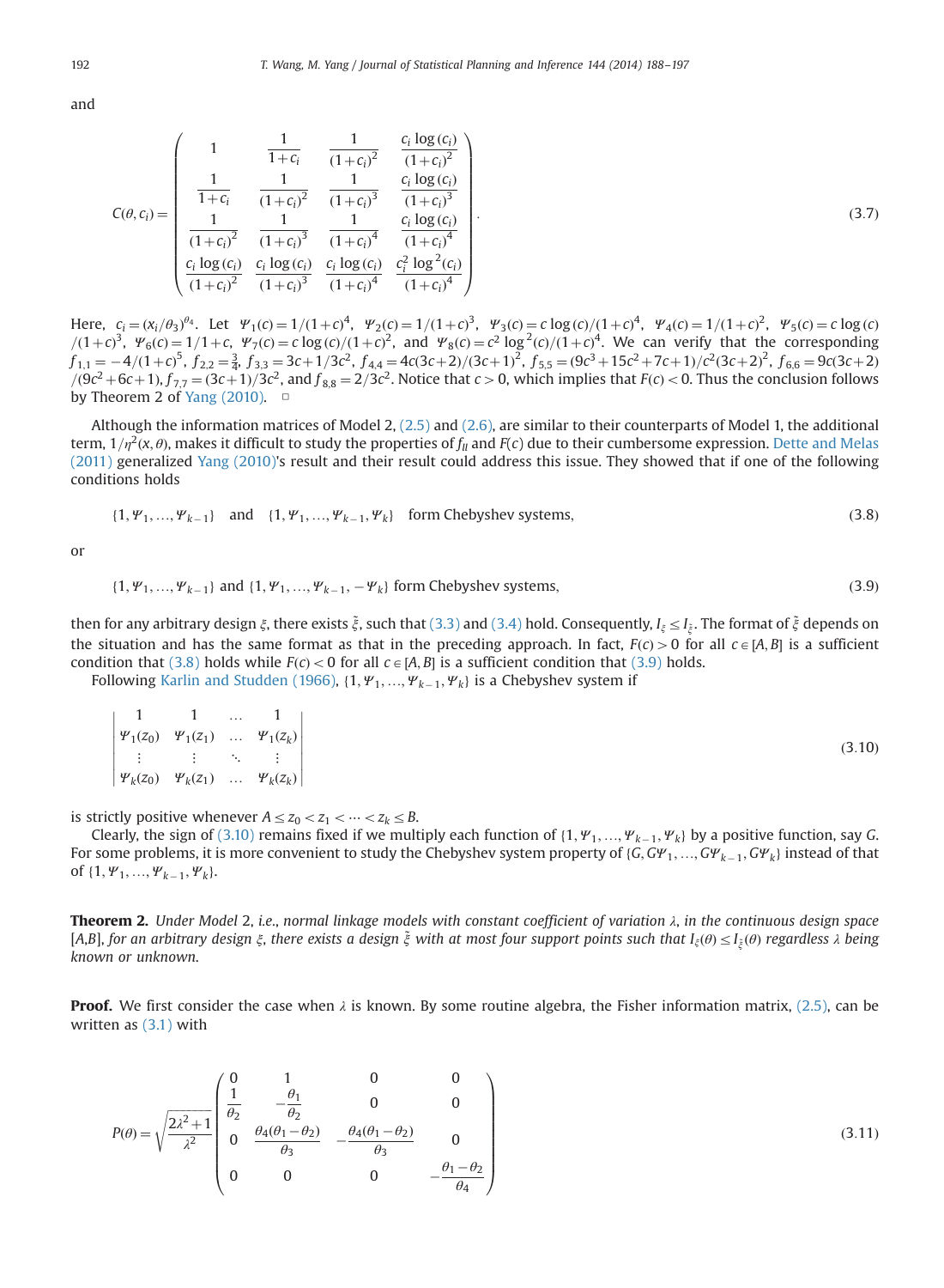and

$$
C(\theta, c_i) = \begin{pmatrix} 1 & \frac{1}{1+c_i} & \frac{1}{(1+c_i)^2} & \frac{c_i \log(c_i)}{(1+c_i)^2} \\ \frac{1}{1+c_i} & \frac{1}{(1+c_i)^2} & \frac{1}{(1+c_i)^3} & \frac{c_i \log(c_i)}{(1+c_i)^3} \\ \frac{1}{(1+c_i)^2} & \frac{1}{(1+c_i)^3} & \frac{1}{(1+c_i)^4} & \frac{c_i \log(c_i)}{(1+c_i)^4} \\ \frac{c_i \log(c_i)}{(1+c_i)^2} & \frac{c_i \log(c_i)}{(1+c_i)^3} & \frac{c_i \log(c_i)}{(1+c_i)^4} & \frac{c_i^2 \log^2(c_i)}{(1+c_i)^4} \end{pmatrix}. \tag{3.7}
$$

Here, $c_i = (x_i/\theta_3)^{\theta_4}$. Let $\Psi_1(c) = 1/(1+c)^4$, $\Psi_2(c) = 1/(1+c)^3$, $\Psi_3(c) = c\log(c)/(1+c)^4$, $\Psi_4(c) = 1/(1+c)^2$, $\Psi_5(c) = c\log(c)/(1+c)^3$, $\Psi_6(c) = 1/1+c$, $\Psi_7(c) = c\log(c)/(1+c)^2$, and $\Psi_8(c) = c^2\log^2(c)/(1+c)^4$. We can verify that the corresponding $f_{1,1} = -4/(1+c)^5$, $f_{2,2} = \frac{3}{4}$, $f_{3,3} = 3c+1/3c^2$, $f_{4,4} = 4c(3c+2)/(3c+1)^2$, $f_{5,5} = (9c^3+15c^2+7c+1)/c^2(3c+2)^2$, $f_{6,6} = 9c(3c+2)/(9c^2+6c+1)$, $f_{7,7} = (3c+1)/3c^2$, and $f_{8,8} = 2/3c^2$. Notice that $c > 0$, which implies that $F(c) < 0$. Thus the conclusion follows by Theorem 2 of Yang (2010). □

Although the information matrices of Model 2, (2.5) and (2.6), are similar to their counterparts of Model 1, the additional term, $1/\eta^2(x, \theta)$, makes it difficult to study the properties of $f_{ll}$ and $F(c)$ due to their cumbersome expression. Dette and Melas (2011) generalized Yang (2010)'s result and their result could address this issue. They showed that if one of the following conditions holds

$$
\{1, \Psi_1, \ldots, \Psi_{k-1}\} \quad \text{and} \quad \{1, \Psi_1, \ldots, \Psi_{k-1}, \Psi_k\} \quad \text{form Chebyshev systems,} \tag{3.8}
$$

or

$$
\{1, \Psi_1, \ldots, \Psi_{k-1}\} \text{ and } \{1, \Psi_1, \ldots, \Psi_{k-1}, -\Psi_k\} \text{ form Chebyshev systems,} \tag{3.9}
$$

then for any arbitrary design $\xi$, there exists $\tilde{\xi}$, such that (3.3) and (3.4) hold. Consequently, $I_\xi \le I_{\tilde{\xi}}$. The format of $\tilde{\xi}$ depends on the situation and has the same format as that in the preceding approach. In fact, $F(c) > 0$ for all $c \in [A, B]$ is a sufficient condition that (3.8) holds while $F(c) < 0$ for all $c \in [A, B]$ is a sufficient condition that (3.9) holds.

Following Karlin and Studden (1966), $\{1, \Psi_1, \ldots, \Psi_{k-1}, \Psi_k\}$ is a Chebyshev system if

$$
\begin{vmatrix} 1 & 1 & \ldots & 1 \\ \Psi_1(z_0) & \Psi_1(z_1) & \ldots & \Psi_1(z_k) \\ \vdots & \vdots & \ddots & \vdots \\ \Psi_k(z_0) & \Psi_k(z_1) & \ldots & \Psi_k(z_k) \end{vmatrix} \tag{3.10}
$$

is strictly positive whenever $A \le z_0 < z_1 < \cdots < z_k \le B$.

Clearly, the sign of (3.10) remains fixed if we multiply each function of $\{1, \Psi_1, \ldots, \Psi_{k-1}, \Psi_k\}$ by a positive function, say $G$. For some problems, it is more convenient to study the Chebyshev system property of $\{G, G\Psi_1, \ldots, G\Psi_{k-1}, G\Psi_k\}$ instead of that of $\{1, \Psi_1, \ldots, \Psi_{k-1}, \Psi_k\}$.

**Theorem 2.** *Under Model 2, i.e., normal linkage models with constant coefficient of variation $\lambda$, in the continuous design space $[A,B]$, for an arbitrary design $\xi$, there exists a design $\tilde{\xi}$ with at most four support points such that $I_\xi(\theta) \le I_{\tilde{\xi}}(\theta)$ regardless $\lambda$ being known or unknown.*

**Proof.** We first consider the case when $\lambda$ is known. By some routine algebra, the Fisher information matrix, (2.5), can be written as (3.1) with

$$
P(\theta) = \sqrt{\frac{2\lambda^2+1}{\lambda^2}} \begin{pmatrix} 0 & 1 & 0 & 0 \\ \frac{1}{\theta_2} & -\frac{\theta_1}{\theta_2} & 0 & 0 \\ 0 & \frac{\theta_4(\theta_1-\theta_2)}{\theta_3} & -\frac{\theta_4(\theta_1-\theta_2)}{\theta_3} & 0 \\ 0 & 0 & 0 & -\frac{\theta_1-\theta_2}{\theta_4} \end{pmatrix} \tag{3.11}
$$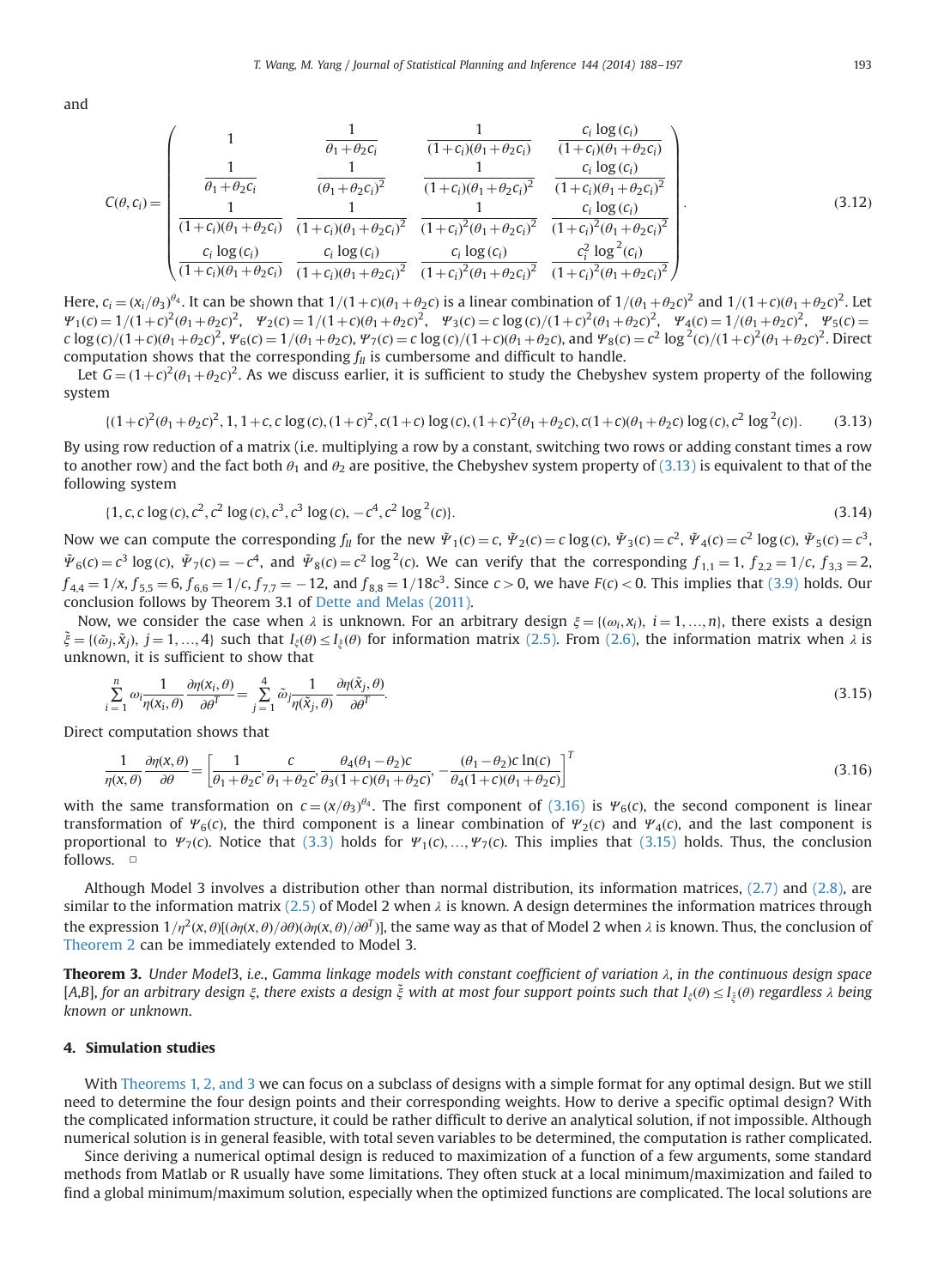and

$$C(\theta,c_i)=\begin{pmatrix} 1 & \frac{1}{\theta_1+\theta_2 c_i} & \frac{1}{(1+c_i)(\theta_1+\theta_2 c_i)} & \frac{c_i\log(c_i)}{(1+c_i)(\theta_1+\theta_2 c_i)} \\ \frac{1}{\theta_1+\theta_2 c_i} & \frac{1}{(\theta_1+\theta_2 c_i)^2} & \frac{1}{(1+c_i)(\theta_1+\theta_2 c_i)^2} & \frac{c_i\log(c_i)}{(1+c_i)(\theta_1+\theta_2 c_i)^2} \\ \frac{1}{(1+c_i)(\theta_1+\theta_2 c_i)} & \frac{1}{(1+c_i)(\theta_1+\theta_2 c_i)^2} & \frac{1}{(1+c_i)^2(\theta_1+\theta_2 c_i)^2} & \frac{c_i\log(c_i)}{(1+c_i)^2(\theta_1+\theta_2 c_i)^2} \\ \frac{c_i\log(c_i)}{(1+c_i)(\theta_1+\theta_2 c_i)} & \frac{c_i\log(c_i)}{(1+c_i)(\theta_1+\theta_2 c_i)^2} & \frac{c_i\log(c_i)}{(1+c_i)^2(\theta_1+\theta_2 c_i)^2} & \frac{c_i^2\log^2(c_i)}{(1+c_i)^2(\theta_1+\theta_2 c_i)^2} \end{pmatrix}. \tag{3.12}$$

Here, $c_i=(x_i/\theta_3)^{\theta_4}$. It can be shown that $1/(1+c)(\theta_1+\theta_2 c)$ is a linear combination of $1/(\theta_1+\theta_2 c)^2$ and $1/(1+c)(\theta_1+\theta_2 c)^2$. Let $\Psi_1(c)=1/(1+c)^2(\theta_1+\theta_2 c)^2$, $\Psi_2(c)=1/(1+c)(\theta_1+\theta_2 c)^2$, $\Psi_3(c)=c\log(c)/(1+c)^2(\theta_1+\theta_2 c)^2$, $\Psi_4(c)=1/(\theta_1+\theta_2 c)^2$, $\Psi_5(c)=c\log(c)/(1+c)(\theta_1+\theta_2 c)^2$, $\Psi_6(c)=1/(\theta_1+\theta_2 c)$, $\Psi_7(c)=c\log(c)/(1+c)(\theta_1+\theta_2 c)$, and $\Psi_8(c)=c^2\log^2(c)/(1+c)^2(\theta_1+\theta_2 c)^2$. Direct computation shows that the corresponding $f_{ll}$ is cumbersome and difficult to handle.

Let $G=(1+c)^2(\theta_1+\theta_2 c)^2$. As we discuss earlier, it is sufficient to study the Chebyshev system property of the following system

$$\{(1+c)^2(\theta_1+\theta_2 c)^2, 1, 1+c, c\log(c), (1+c)^2, c(1+c)\log(c), (1+c)^2(\theta_1+\theta_2 c), c(1+c)(\theta_1+\theta_2 c)\log(c), c^2\log^2(c)\}. \tag{3.13}$$

By using row reduction of a matrix (i.e. multiplying a row by a constant, switching two rows or adding constant times a row to another row) and the fact both $\theta_1$ and $\theta_2$ are positive, the Chebyshev system property of (3.13) is equivalent to that of the following system

$$\{1, c, c\log(c), c^2, c^2\log(c), c^3, c^3\log(c), -c^4, c^2\log^2(c)\}. \tag{3.14}$$

Now we can compute the corresponding $f_{ll}$ for the new $\tilde{\Psi}_1(c)=c$, $\tilde{\Psi}_2(c)=c\log(c)$, $\tilde{\Psi}_3(c)=c^2$, $\tilde{\Psi}_4(c)=c^2\log(c)$, $\tilde{\Psi}_5(c)=c^3$, $\tilde{\Psi}_6(c)=c^3\log(c)$, $\tilde{\Psi}_7(c)=-c^4$, and $\tilde{\Psi}_8(c)=c^2\log^2(c)$. We can verify that the corresponding $f_{1,1}=1$, $f_{2,2}=1/c$, $f_{3,3}=2$, $f_{4,4}=1/x$, $f_{5,5}=6$, $f_{6,6}=1/c$, $f_{7,7}=-12$, and $f_{8,8}=1/18c^3$. Since $c>0$, we have $F(c)<0$. This implies that (3.9) holds. Our conclusion follows by Theorem 3.1 of Dette and Melas (2011).

Now, we consider the case when $\lambda$ is unknown. For an arbitrary design $\xi=\{(\omega_i,x_i),\ i=1,\dots,n\}$, there exists a design $\tilde{\xi}=\{(\tilde{\omega}_j,\tilde{x}_j),\ j=1,\dots,4\}$ such that $I_\xi(\theta)\le I_{\tilde{\xi}}(\theta)$ for information matrix (2.5). From (2.6), the information matrix when $\lambda$ is unknown, it is sufficient to show that

$$\sum_{i=1}^{n}\omega_i\frac{1}{\eta(x_i,\theta)}\frac{\partial\eta(x_i,\theta)}{\partial\theta^T}=\sum_{j=1}^{4}\tilde{\omega}_j\frac{1}{\eta(\tilde{x}_j,\theta)}\frac{\partial\eta(\tilde{x}_j,\theta)}{\partial\theta^T}. \tag{3.15}$$

Direct computation shows that

$$\frac{1}{\eta(x,\theta)}\frac{\partial\eta(x,\theta)}{\partial\theta}=\left[\frac{1}{\theta_1+\theta_2 c},\frac{c}{\theta_1+\theta_2 c},\frac{\theta_4(\theta_1-\theta_2)c}{\theta_3(1+c)(\theta_1+\theta_2 c)},-\frac{(\theta_1-\theta_2)c\ln(c)}{\theta_4(1+c)(\theta_1+\theta_2 c)}\right]^T \tag{3.16}$$

with the same transformation on $c=(x/\theta_3)^{\theta_4}$. The first component of (3.16) is $\Psi_6(c)$, the second component is linear transformation of $\Psi_6(c)$, the third component is a linear combination of $\Psi_2(c)$ and $\Psi_4(c)$, and the last component is proportional to $\Psi_7(c)$. Notice that (3.3) holds for $\Psi_1(c),\dots,\Psi_7(c)$. This implies that (3.15) holds. Thus, the conclusion follows. □

Although Model 3 involves a distribution other than normal distribution, its information matrices, (2.7) and (2.8), are similar to the information matrix (2.5) of Model 2 when $\lambda$ is known. A design determines the information matrices through the expression $1/\eta^2(x,\theta)[(\partial\eta(x,\theta)/\partial\theta)(\partial\eta(x,\theta)/\partial\theta^T)]$, the same way as that of Model 2 when $\lambda$ is known. Thus, the conclusion of Theorem 2 can be immediately extended to Model 3.

**Theorem 3.** *Under Model3, i.e., Gamma linkage models with constant coefficient of variation $\lambda$, in the continuous design space $[A,B]$, for an arbitrary design $\xi$, there exists a design $\tilde{\xi}$ with at most four support points such that $I_\xi(\theta)\le I_{\tilde{\xi}}(\theta)$ regardless $\lambda$ being known or unknown.*

## 4. Simulation studies

With Theorems 1, 2, and 3 we can focus on a subclass of designs with a simple format for any optimal design. But we still need to determine the four design points and their corresponding weights. How to derive a specific optimal design? With the complicated information structure, it could be rather difficult to derive an analytical solution, if not impossible. Although numerical solution is in general feasible, with total seven variables to be determined, the computation is rather complicated.

Since deriving a numerical optimal design is reduced to maximization of a function of a few arguments, some standard methods from Matlab or R usually have some limitations. They often stuck at a local minimum/maximization and failed to find a global minimum/maximum solution, especially when the optimized functions are complicated. The local solutions are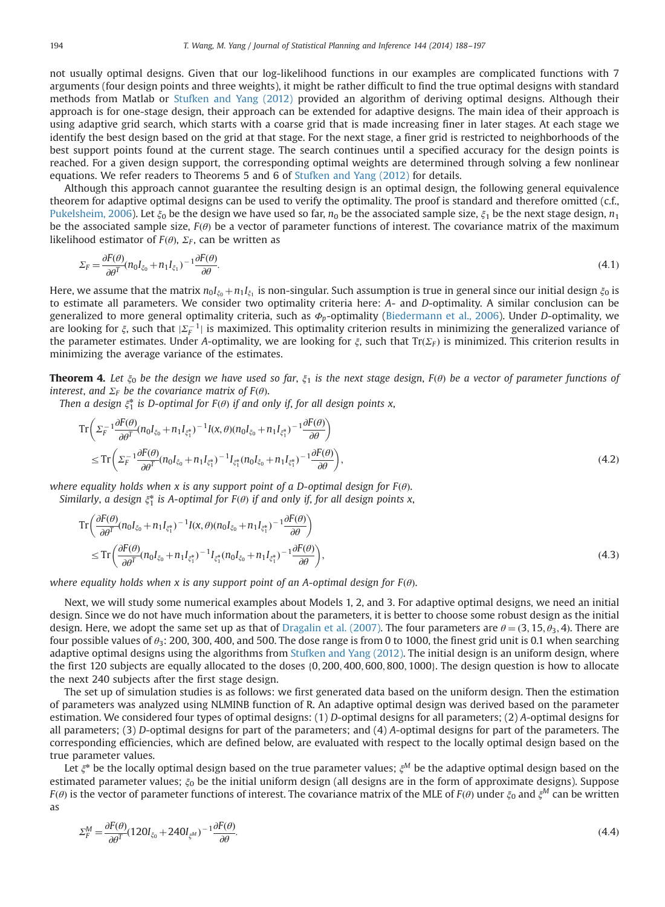not usually optimal designs. Given that our log-likelihood functions in our examples are complicated functions with 7 arguments (four design points and three weights), it might be rather difficult to find the true optimal designs with standard methods from Matlab or Stufken and Yang (2012) provided an algorithm of deriving optimal designs. Although their approach is for one-stage design, their approach can be extended for adaptive designs. The main idea of their approach is using adaptive grid search, which starts with a coarse grid that is made increasing finer in later stages. At each stage we identify the best design based on the grid at that stage. For the next stage, a finer grid is restricted to neighborhoods of the best support points found at the current stage. The search continues until a specified accuracy for the design points is reached. For a given design support, the corresponding optimal weights are determined through solving a few nonlinear equations. We refer readers to Theorems 5 and 6 of Stufken and Yang (2012) for details.

Although this approach cannot guarantee the resulting design is an optimal design, the following general equivalence theorem for adaptive optimal designs can be used to verify the optimality. The proof is standard and therefore omitted (c.f., Pukelsheim, 2006). Let $\xi_0$ be the design we have used so far, $n_0$ be the associated sample size, $\xi_1$ be the next stage design, $n_1$ be the associated sample size, $F(\theta)$ be a vector of parameter functions of interest. The covariance matrix of the maximum likelihood estimator of $F(\theta)$, $\Sigma_F$, can be written as

$$\Sigma_F = \frac{\partial F(\theta)}{\partial \theta^T}(n_0 I_{\xi_0} + n_1 I_{\xi_1})^{-1}\frac{\partial F(\theta)}{\partial \theta}. \tag{4.1}$$

Here, we assume that the matrix $n_0 I_{\xi_0} + n_1 I_{\xi_1}$ is non-singular. Such assumption is true in general since our initial design $\xi_0$ is to estimate all parameters. We consider two optimality criteria here: *A*- and *D*-optimality. A similar conclusion can be generalized to more general optimality criteria, such as $\Phi_p$-optimality (Biedermann et al., 2006). Under *D*-optimality, we are looking for $\xi$, such that $|\Sigma_F^{-1}|$ is maximized. This optimality criterion results in minimizing the generalized variance of the parameter estimates. Under *A*-optimality, we are looking for $\xi$, such that $\mathrm{Tr}(\Sigma_F)$ is minimized. This criterion results in minimizing the average variance of the estimates.

**Theorem 4.** *Let $\xi_0$ be the design we have used so far, $\xi_1$ is the next stage design, $F(\theta)$ be a vector of parameter functions of interest, and $\Sigma_F$ be the covariance matrix of $F(\theta)$.*

*Then a design $\xi_1^*$ is D-optimal for $F(\theta)$ if and only if, for all design points x,*

$$\begin{aligned}
&\mathrm{Tr}\left(\Sigma_F^{-1}\frac{\partial F(\theta)}{\partial \theta^T}(n_0 I_{\xi_0} + n_1 I_{\xi_1^*})^{-1} I(x,\theta)(n_0 I_{\xi_0} + n_1 I_{\xi_1^*})^{-1}\frac{\partial F(\theta)}{\partial \theta}\right)\\
&\quad \le \mathrm{Tr}\left(\Sigma_F^{-1}\frac{\partial F(\theta)}{\partial \theta^T}(n_0 I_{\xi_0} + n_1 I_{\xi_1^*})^{-1} I_{\xi_1^*}(n_0 I_{\xi_0} + n_1 I_{\xi_1^*})^{-1}\frac{\partial F(\theta)}{\partial \theta}\right),
\end{aligned} \tag{4.2}$$

*where equality holds when x is any support point of a D-optimal design for $F(\theta)$.*

*Similarly, a design $\xi_1^*$ is A-optimal for $F(\theta)$ if and only if, for all design points x,*

$$\begin{aligned}
&\mathrm{Tr}\left(\frac{\partial F(\theta)}{\partial \theta^T}(n_0 I_{\xi_0} + n_1 I_{\xi_1^*})^{-1} I(x,\theta)(n_0 I_{\xi_0} + n_1 I_{\xi_1^*})^{-1}\frac{\partial F(\theta)}{\partial \theta}\right)\\
&\quad \le \mathrm{Tr}\left(\frac{\partial F(\theta)}{\partial \theta^T}(n_0 I_{\xi_0} + n_1 I_{\xi_1^*})^{-1} I_{\xi_1^*}(n_0 I_{\xi_0} + n_1 I_{\xi_1^*})^{-1}\frac{\partial F(\theta)}{\partial \theta}\right),
\end{aligned} \tag{4.3}$$

*where equality holds when x is any support point of an A-optimal design for $F(\theta)$.*

Next, we will study some numerical examples about Models 1, 2, and 3. For adaptive optimal designs, we need an initial design. Since we do not have much information about the parameters, it is better to choose some robust design as the initial design. Here, we adopt the same set up as that of Dragalin et al. (2007). The four parameters are $\theta = (3, 15, \theta_3, 4)$. There are four possible values of $\theta_3$: 200, 300, 400, and 500. The dose range is from 0 to 1000, the finest grid unit is 0.1 when searching adaptive optimal designs using the algorithms from Stufken and Yang (2012). The initial design is an uniform design, where the first 120 subjects are equally allocated to the doses $\{0, 200, 400, 600, 800, 1000\}$. The design question is how to allocate the next 240 subjects after the first stage design.

The set up of simulation studies is as follows: we first generated data based on the uniform design. Then the estimation of parameters was analyzed using NLMINB function of R. An adaptive optimal design was derived based on the parameter estimation. We considered four types of optimal designs: (1) *D*-optimal designs for all parameters; (2) *A*-optimal designs for all parameters; (3) *D*-optimal designs for part of the parameters; and (4) *A*-optimal designs for part of the parameters. The corresponding efficiencies, which are defined below, are evaluated with respect to the locally optimal design based on the true parameter values.

Let $\xi^*$ be the locally optimal design based on the true parameter values; $\xi^M$ be the adaptive optimal design based on the estimated parameter values; $\xi_0$ be the initial uniform design (all designs are in the form of approximate designs). Suppose $F(\theta)$ is the vector of parameter functions of interest. The covariance matrix of the MLE of $F(\theta)$ under $\xi_0$ and $\xi^M$ can be written as

$$\Sigma_F^M = \frac{\partial F(\theta)}{\partial \theta^T}(120 I_{\xi_0} + 240 I_{\xi^M})^{-1}\frac{\partial F(\theta)}{\partial \theta}. \tag{4.4}$$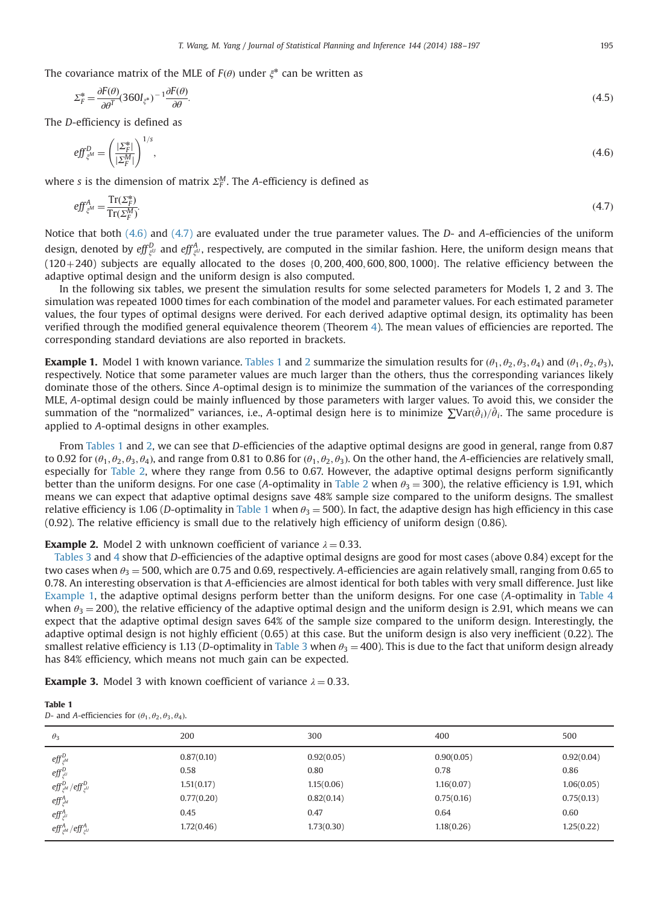The covariance matrix of the MLE of $F(\theta)$ under $\xi^*$ can be written as

$$\Sigma_F^* = \frac{\partial F(\theta)}{\partial \theta^T}(360 I_{\xi^*})^{-1}\frac{\partial F(\theta)}{\partial \theta}. \tag{4.5}$$

The *D*-efficiency is defined as

$$eff^D_{\xi^M} = \left(\frac{|\Sigma_F^*|}{|\Sigma_F^M|}\right)^{1/s}, \tag{4.6}$$

where $s$ is the dimension of matrix $\Sigma_F^M$. The *A*-efficiency is defined as

$$eff^A_{\xi^M} = \frac{\text{Tr}(\Sigma_F^*)}{\text{Tr}(\Sigma_F^M)}. \tag{4.7}$$

Notice that both (4.6) and (4.7) are evaluated under the true parameter values. The *D*- and *A*-efficiencies of the uniform design, denoted by $eff^D_{\xi^U}$ and $eff^A_{\xi^U}$, respectively, are computed in the similar fashion. Here, the uniform design means that $(120+240)$ subjects are equally allocated to the doses $\{0, 200, 400, 600, 800, 1000\}$. The relative efficiency between the adaptive optimal design and the uniform design is also computed.

In the following six tables, we present the simulation results for some selected parameters for Models 1, 2 and 3. The simulation was repeated 1000 times for each combination of the model and parameter values. For each estimated parameter values, the four types of optimal designs were derived. For each derived adaptive optimal design, its optimality has been verified through the modified general equivalence theorem (Theorem 4). The mean values of efficiencies are reported. The corresponding standard deviations are also reported in brackets.

**Example 1.** Model 1 with known variance. Tables 1 and 2 summarize the simulation results for $(\theta_1, \theta_2, \theta_3, \theta_4)$ and $(\theta_1, \theta_2, \theta_3)$, respectively. Notice that some parameter values are much larger than the others, thus the corresponding variances likely dominate those of the others. Since *A*-optimal design is to minimize the summation of the variances of the corresponding MLE, *A*-optimal design could be mainly influenced by those parameters with larger values. To avoid this, we consider the summation of the "normalized" variances, i.e., *A*-optimal design here is to minimize $\sum \text{Var}(\hat{\theta}_i)/\hat{\theta}_i$. The same procedure is applied to *A*-optimal designs in other examples.

From Tables 1 and 2, we can see that *D*-efficiencies of the adaptive optimal designs are good in general, range from 0.87 to 0.92 for $(\theta_1, \theta_2, \theta_3, \theta_4)$, and range from 0.81 to 0.86 for $(\theta_1, \theta_2, \theta_3)$. On the other hand, the *A*-efficiencies are relatively small, especially for Table 2, where they range from 0.56 to 0.67. However, the adaptive optimal designs perform significantly better than the uniform designs. For one case (*A*-optimality in Table 2 when $\theta_3 = 300$), the relative efficiency is 1.91, which means we can expect that adaptive optimal designs save 48% sample size compared to the uniform designs. The smallest relative efficiency is 1.06 (*D*-optimality in Table 1 when $\theta_3 = 500$). In fact, the adaptive design has high efficiency in this case (0.92). The relative efficiency is small due to the relatively high efficiency of uniform design (0.86).

**Example 2.** Model 2 with unknown coefficient of variance $\lambda = 0.33$.

Tables 3 and 4 show that *D*-efficiencies of the adaptive optimal designs are good for most cases (above 0.84) except for the two cases when $\theta_3 = 500$, which are 0.75 and 0.69, respectively. *A*-efficiencies are again relatively small, ranging from 0.65 to 0.78. An interesting observation is that *A*-efficiencies are almost identical for both tables with very small difference. Just like Example 1, the adaptive optimal designs perform better than the uniform designs. For one case (*A*-optimality in Table 4 when $\theta_3 = 200$), the relative efficiency of the adaptive optimal design and the uniform design is 2.91, which means we can expect that the adaptive optimal design saves 64% of the sample size compared to the uniform design. Interestingly, the adaptive optimal design is not highly efficient (0.65) at this case. But the uniform design is also very inefficient (0.22). The smallest relative efficiency is 1.13 (*D*-optimality in Table 3 when $\theta_3 = 400$). This is due to the fact that uniform design already has 84% efficiency, which means not much gain can be expected.

**Example 3.** Model 3 with known coefficient of variance $\lambda = 0.33$.

**Table 1**
*D*- and *A*-efficiencies for $(\theta_1, \theta_2, \theta_3, \theta_4)$.

| $\theta_3$ | 200 | 300 | 400 | 500 |
|---|---|---|---|---|
| $eff^D_{\xi^M}$ | 0.87(0.10) | 0.92(0.05) | 0.90(0.05) | 0.92(0.04) |
| $eff^D_{\xi^U}$ | 0.58 | 0.80 | 0.78 | 0.86 |
| $eff^D_{\xi^M}/eff^D_{\xi^U}$ | 1.51(0.17) | 1.15(0.06) | 1.16(0.07) | 1.06(0.05) |
| $eff^A_{\xi^M}$ | 0.77(0.20) | 0.82(0.14) | 0.75(0.16) | 0.75(0.13) |
| $eff^A_{\xi^U}$ | 0.45 | 0.47 | 0.64 | 0.60 |
| $eff^A_{\xi^M}/eff^A_{\xi^U}$ | 1.72(0.46) | 1.73(0.30) | 1.18(0.26) | 1.25(0.22) |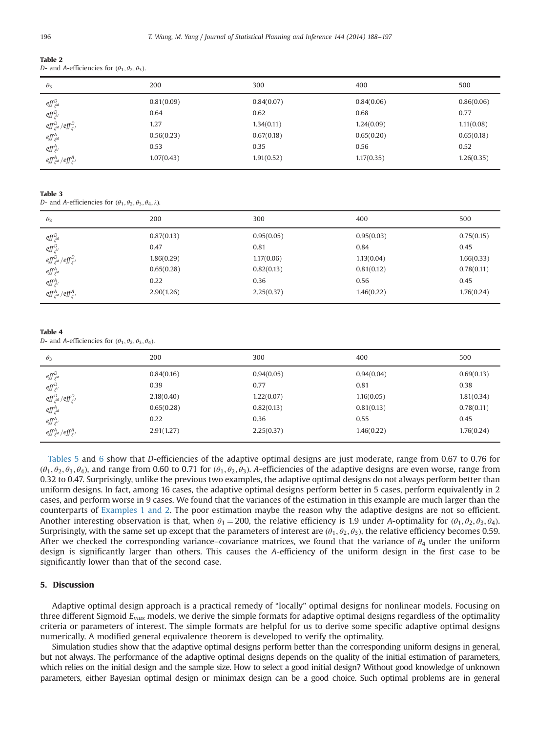**Table 2**
*D*- and *A*-efficiencies for $(\theta_1, \theta_2, \theta_3)$.

| $\theta_3$ | 200 | 300 | 400 | 500 |
|---|---|---|---|---|
| $eff^D_{\xi^M}$ | 0.81(0.09) | 0.84(0.07) | 0.84(0.06) | 0.86(0.06) |
| $eff^D_{\xi^U}$ | 0.64 | 0.62 | 0.68 | 0.77 |
| $eff^D_{\xi^M}/eff^D_{\xi^U}$ | 1.27 | 1.34(0.11) | 1.24(0.09) | 1.11(0.08) |
| $eff^A_{\xi^M}$ | 0.56(0.23) | 0.67(0.18) | 0.65(0.20) | 0.65(0.18) |
| $eff^A_{\xi^U}$ | 0.53 | 0.35 | 0.56 | 0.52 |
| $eff^A_{\xi^M}/eff^A_{\xi^U}$ | 1.07(0.43) | 1.91(0.52) | 1.17(0.35) | 1.26(0.35) |

**Table 3**
*D*- and *A*-efficiencies for $(\theta_1, \theta_2, \theta_3, \theta_4, \lambda)$.

| $\theta_3$ | 200 | 300 | 400 | 500 |
|---|---|---|---|---|
| $eff^D_{\xi^M}$ | 0.87(0.13) | 0.95(0.05) | 0.95(0.03) | 0.75(0.15) |
| $eff^D_{\xi^U}$ | 0.47 | 0.81 | 0.84 | 0.45 |
| $eff^D_{\xi^M}/eff^D_{\xi^U}$ | 1.86(0.29) | 1.17(0.06) | 1.13(0.04) | 1.66(0.33) |
| $eff^A_{\xi^M}$ | 0.65(0.28) | 0.82(0.13) | 0.81(0.12) | 0.78(0.11) |
| $eff^A_{\xi^U}$ | 0.22 | 0.36 | 0.56 | 0.45 |
| $eff^A_{\xi^M}/eff^A_{\xi^U}$ | 2.90(1.26) | 2.25(0.37) | 1.46(0.22) | 1.76(0.24) |

**Table 4**
*D*- and *A*-efficiencies for $(\theta_1, \theta_2, \theta_3, \theta_4)$.

| $\theta_3$ | 200 | 300 | 400 | 500 |
|---|---|---|---|---|
| $eff^D_{\xi^M}$ | 0.84(0.16) | 0.94(0.05) | 0.94(0.04) | 0.69(0.13) |
| $eff^D_{\xi^U}$ | 0.39 | 0.77 | 0.81 | 0.38 |
| $eff^D_{\xi^M}/eff^D_{\xi^U}$ | 2.18(0.40) | 1.22(0.07) | 1.16(0.05) | 1.81(0.34) |
| $eff^A_{\xi^M}$ | 0.65(0.28) | 0.82(0.13) | 0.81(0.13) | 0.78(0.11) |
| $eff^A_{\xi^U}$ | 0.22 | 0.36 | 0.55 | 0.45 |
| $eff^A_{\xi^M}/eff^A_{\xi^U}$ | 2.91(1.27) | 2.25(0.37) | 1.46(0.22) | 1.76(0.24) |

Tables 5 and 6 show that *D*-efficiencies of the adaptive optimal designs are just moderate, range from 0.67 to 0.76 for $(\theta_1, \theta_2, \theta_3, \theta_4)$, and range from 0.60 to 0.71 for $(\theta_1, \theta_2, \theta_3)$. *A*-efficiencies of the adaptive designs are even worse, range from 0.32 to 0.47. Surprisingly, unlike the previous two examples, the adaptive optimal designs do not always perform better than uniform designs. In fact, among 16 cases, the adaptive optimal designs perform better in 5 cases, perform equivalently in 2 cases, and perform worse in 9 cases. We found that the variances of the estimation in this example are much larger than the counterparts of Examples 1 and 2. The poor estimation maybe the reason why the adaptive designs are not so efficient. Another interesting observation is that, when $\theta_1 = 200$, the relative efficiency is 1.9 under *A*-optimality for $(\theta_1, \theta_2, \theta_3, \theta_4)$. Surprisingly, with the same set up except that the parameters of interest are $(\theta_1, \theta_2, \theta_3)$, the relative efficiency becomes 0.59. After we checked the corresponding variance–covariance matrices, we found that the variance of $\theta_4$ under the uniform design is significantly larger than others. This causes the *A*-efficiency of the uniform design in the first case to be significantly lower than that of the second case.

## 5. Discussion

Adaptive optimal design approach is a practical remedy of "locally" optimal designs for nonlinear models. Focusing on three different Sigmoid $E_{max}$ models, we derive the simple formats for adaptive optimal designs regardless of the optimality criteria or parameters of interest. The simple formats are helpful for us to derive some specific adaptive optimal designs numerically. A modified general equivalence theorem is developed to verify the optimality.

Simulation studies show that the adaptive optimal designs perform better than the corresponding uniform designs in general, but not always. The performance of the adaptive optimal designs depends on the quality of the initial estimation of parameters, which relies on the initial design and the sample size. How to select a good initial design? Without good knowledge of unknown parameters, either Bayesian optimal design or minimax design can be a good choice. Such optimal problems are in general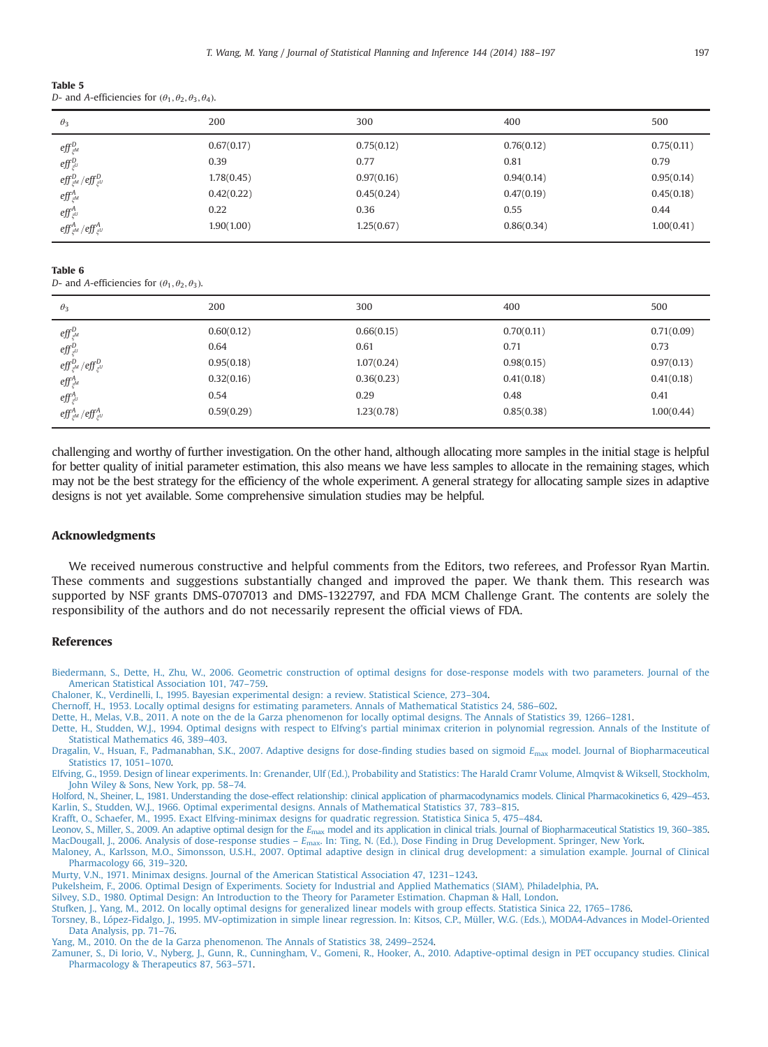**Table 5**
*D*- and *A*-efficiencies for $(\theta_1, \theta_2, \theta_3, \theta_4)$.

| $\theta_3$ | 200 | 300 | 400 | 500 |
|---|---|---|---|---|
| $eff^D_{\xi^M}$ | 0.67(0.17) | 0.75(0.12) | 0.76(0.12) | 0.75(0.11) |
| $eff^D_{\xi^U}$ | 0.39 | 0.77 | 0.81 | 0.79 |
| $eff^D_{\xi^M}/eff^D_{\xi^U}$ | 1.78(0.45) | 0.97(0.16) | 0.94(0.14) | 0.95(0.14) |
| $eff^A_{\xi^M}$ | 0.42(0.22) | 0.45(0.24) | 0.47(0.19) | 0.45(0.18) |
| $eff^A_{\xi^U}$ | 0.22 | 0.36 | 0.55 | 0.44 |
| $eff^A_{\xi^M}/eff^A_{\xi^U}$ | 1.90(1.00) | 1.25(0.67) | 0.86(0.34) | 1.00(0.41) |

**Table 6**
*D*- and *A*-efficiencies for $(\theta_1, \theta_2, \theta_3)$.

| $\theta_3$ | 200 | 300 | 400 | 500 |
|---|---|---|---|---|
| $eff^D_{\xi^M}$ | 0.60(0.12) | 0.66(0.15) | 0.70(0.11) | 0.71(0.09) |
| $eff^D_{\xi^U}$ | 0.64 | 0.61 | 0.71 | 0.73 |
| $eff^D_{\xi^M}/eff^D_{\xi^U}$ | 0.95(0.18) | 1.07(0.24) | 0.98(0.15) | 0.97(0.13) |
| $eff^A_{\xi^M}$ | 0.32(0.16) | 0.36(0.23) | 0.41(0.18) | 0.41(0.18) |
| $eff^A_{\xi^U}$ | 0.54 | 0.29 | 0.48 | 0.41 |
| $eff^A_{\xi^M}/eff^A_{\xi^U}$ | 0.59(0.29) | 1.23(0.78) | 0.85(0.38) | 1.00(0.44) |

challenging and worthy of further investigation. On the other hand, although allocating more samples in the initial stage is helpful for better quality of initial parameter estimation, this also means we have less samples to allocate in the remaining stages, which may not be the best strategy for the efficiency of the whole experiment. A general strategy for allocating sample sizes in adaptive designs is not yet available. Some comprehensive simulation studies may be helpful.

## Acknowledgments

We received numerous constructive and helpful comments from the Editors, two referees, and Professor Ryan Martin. These comments and suggestions substantially changed and improved the paper. We thank them. This research was supported by NSF grants DMS-0707013 and DMS-1322797, and FDA MCM Challenge Grant. The contents are solely the responsibility of the authors and do not necessarily represent the official views of FDA.

## References

Biedermann, S., Dette, H., Zhu, W., 2006. Geometric construction of optimal designs for dose-response models with two parameters. Journal of the American Statistical Association 101, 747–759.

Chaloner, K., Verdinelli, I., 1995. Bayesian experimental design: a review. Statistical Science, 273–304.

Chernoff, H., 1953. Locally optimal designs for estimating parameters. Annals of Mathematical Statistics 24, 586–602.

Dette, H., Melas, V.B., 2011. A note on the de la Garza phenomenon for locally optimal designs. The Annals of Statistics 39, 1266–1281.

Dette, H., Studden, W.J., 1994. Optimal designs with respect to Elfving's partial minimax criterion in polynomial regression. Annals of the Institute of Statistical Mathematics 46, 389–403.

Dragalin, V., Hsuan, F., Padmanabhan, S.K., 2007. Adaptive designs for dose-finding studies based on sigmoid $E_{max}$ model. Journal of Biopharmaceutical Statistics 17, 1051–1070.

Elfving, G., 1959. Design of linear experiments. In: Grenander, Ulf (Ed.), Probability and Statistics: The Harald Cramr Volume, Almqvist & Wiksell, Stockholm, John Wiley & Sons, New York, pp. 58–74.

Holford, N., Sheiner, L., 1981. Understanding the dose-effect relationship: clinical application of pharmacodynamics models. Clinical Pharmacokinetics 6, 429–453.

Karlin, S., Studden, W.J., 1966. Optimal experimental designs. Annals of Mathematical Statistics 37, 783–815.

Krafft, O., Schaefer, M., 1995. Exact Elfving-minimax designs for quadratic regression. Statistica Sinica 5, 475–484.

Leonov, S., Miller, S., 2009. An adaptive optimal design for the $E_{max}$ model and its application in clinical trials. Journal of Biopharmaceutical Statistics 19, 360–385.

MacDougall, J., 2006. Analysis of dose-response studies – $E_{max}$. In: Ting, N. (Ed.), Dose Finding in Drug Development. Springer, New York.

Maloney, A., Karlsson, M.O., Simonsson, U.S.H., 2007. Optimal adaptive design in clinical drug development: a simulation example. Journal of Clinical Pharmacology 66, 319–320.

Murty, V.N., 1971. Minimax designs. Journal of the American Statistical Association 47, 1231–1243.

Pukelsheim, F., 2006. Optimal Design of Experiments. Society for Industrial and Applied Mathematics (SIAM), Philadelphia, PA.

Silvey, S.D., 1980. Optimal Design: An Introduction to the Theory for Parameter Estimation. Chapman & Hall, London.

Stufken, J., Yang, M., 2012. On locally optimal designs for generalized linear models with group effects. Statistica Sinica 22, 1765–1786.

Torsney, B., López-Fidalgo, J., 1995. MV-optimization in simple linear regression. In: Kitsos, C.P., Müller, W.G. (Eds.), MODA4-Advances in Model-Oriented Data Analysis, pp. 71–76.

Yang, M., 2010. On the de la Garza phenomenon. The Annals of Statistics 38, 2499–2524.

Zamuner, S., Di Iorio, V., Nyberg, J., Gunn, R., Cunningham, V., Gomeni, R., Hooker, A., 2010. Adaptive-optimal design in PET occupancy studies. Clinical Pharmacology & Therapeutics 87, 563–571.